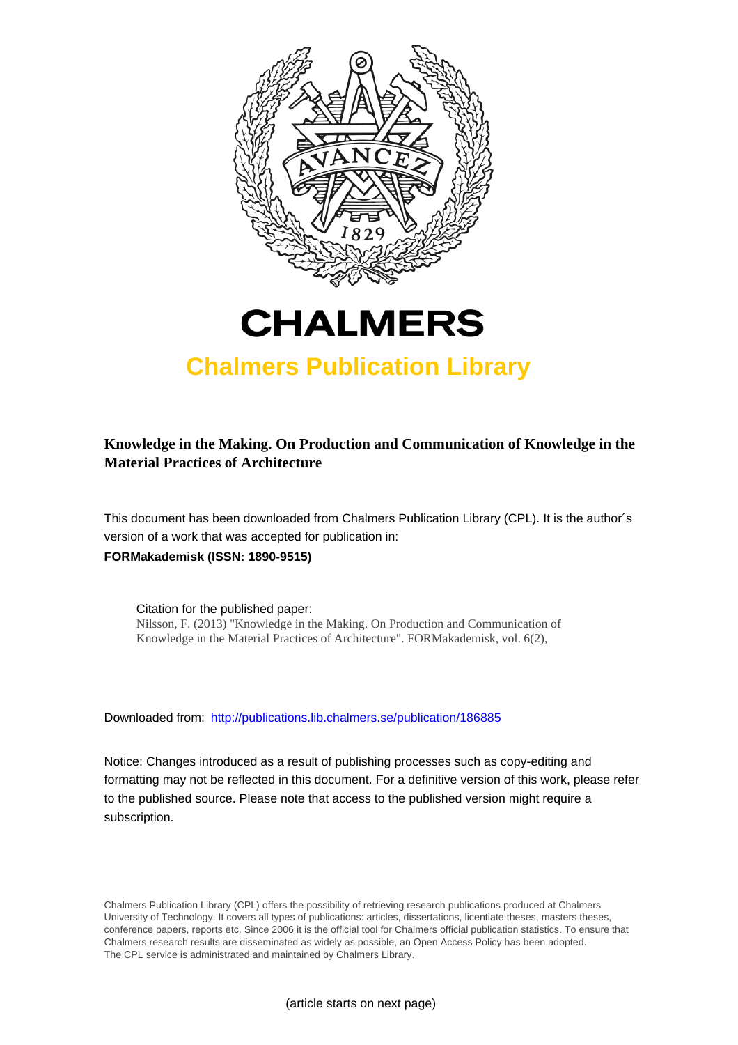# CHALMERS

## Chalmers Publication Library

**Knowledge in the Making. On Production and Communication of Knowledge in the Material Practices of Architecture**

This document has been downloaded from Chalmers Publication Library (CPL). It is the author´s version of a work that was accepted for publication in:

**FORMakademisk (ISSN: 1890-9515)**

Citation for the published paper:
Nilsson, F. (2013) "Knowledge in the Making. On Production and Communication of Knowledge in the Material Practices of Architecture". FORMakademisk, vol. 6(2),

Downloaded from: http://publications.lib.chalmers.se/publication/186885

Notice: Changes introduced as a result of publishing processes such as copy-editing and formatting may not be reflected in this document. For a definitive version of this work, please refer to the published source. Please note that access to the published version might require a subscription.

Chalmers Publication Library (CPL) offers the possibility of retrieving research publications produced at Chalmers University of Technology. It covers all types of publications: articles, dissertations, licentiate theses, masters theses, conference papers, reports etc. Since 2006 it is the official tool for Chalmers official publication statistics. To ensure that Chalmers research results are disseminated as widely as possible, an Open Access Policy has been adopted. The CPL service is administrated and maintained by Chalmers Library.

(article starts on next page)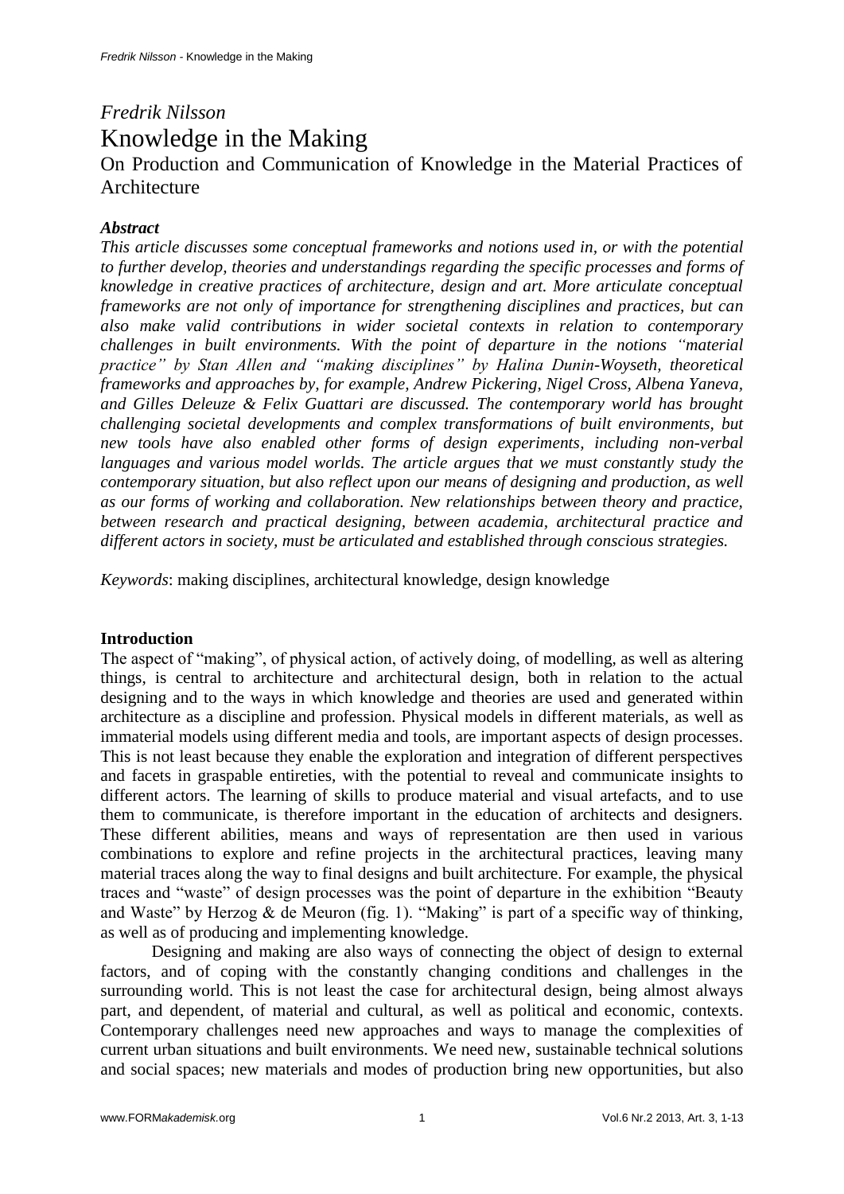*Fredrik Nilsson*

# Knowledge in the Making

## On Production and Communication of Knowledge in the Material Practices of Architecture

### *Abstract*

*This article discusses some conceptual frameworks and notions used in, or with the potential to further develop, theories and understandings regarding the specific processes and forms of knowledge in creative practices of architecture, design and art. More articulate conceptual frameworks are not only of importance for strengthening disciplines and practices, but can also make valid contributions in wider societal contexts in relation to contemporary challenges in built environments. With the point of departure in the notions "material practice" by Stan Allen and "making disciplines" by Halina Dunin-Woyseth, theoretical frameworks and approaches by, for example, Andrew Pickering, Nigel Cross, Albena Yaneva, and Gilles Deleuze & Felix Guattari are discussed. The contemporary world has brought challenging societal developments and complex transformations of built environments, but new tools have also enabled other forms of design experiments, including non-verbal languages and various model worlds. The article argues that we must constantly study the contemporary situation, but also reflect upon our means of designing and production, as well as our forms of working and collaboration. New relationships between theory and practice, between research and practical designing, between academia, architectural practice and different actors in society, must be articulated and established through conscious strategies.*

*Keywords*: making disciplines, architectural knowledge, design knowledge

### **Introduction**

The aspect of "making", of physical action, of actively doing, of modelling, as well as altering things, is central to architecture and architectural design, both in relation to the actual designing and to the ways in which knowledge and theories are used and generated within architecture as a discipline and profession. Physical models in different materials, as well as immaterial models using different media and tools, are important aspects of design processes. This is not least because they enable the exploration and integration of different perspectives and facets in graspable entireties, with the potential to reveal and communicate insights to different actors. The learning of skills to produce material and visual artefacts, and to use them to communicate, is therefore important in the education of architects and designers. These different abilities, means and ways of representation are then used in various combinations to explore and refine projects in the architectural practices, leaving many material traces along the way to final designs and built architecture. For example, the physical traces and "waste" of design processes was the point of departure in the exhibition "Beauty and Waste" by Herzog & de Meuron (fig. 1). "Making" is part of a specific way of thinking, as well as of producing and implementing knowledge.

Designing and making are also ways of connecting the object of design to external factors, and of coping with the constantly changing conditions and challenges in the surrounding world. This is not least the case for architectural design, being almost always part, and dependent, of material and cultural, as well as political and economic, contexts. Contemporary challenges need new approaches and ways to manage the complexities of current urban situations and built environments. We need new, sustainable technical solutions and social spaces; new materials and modes of production bring new opportunities, but also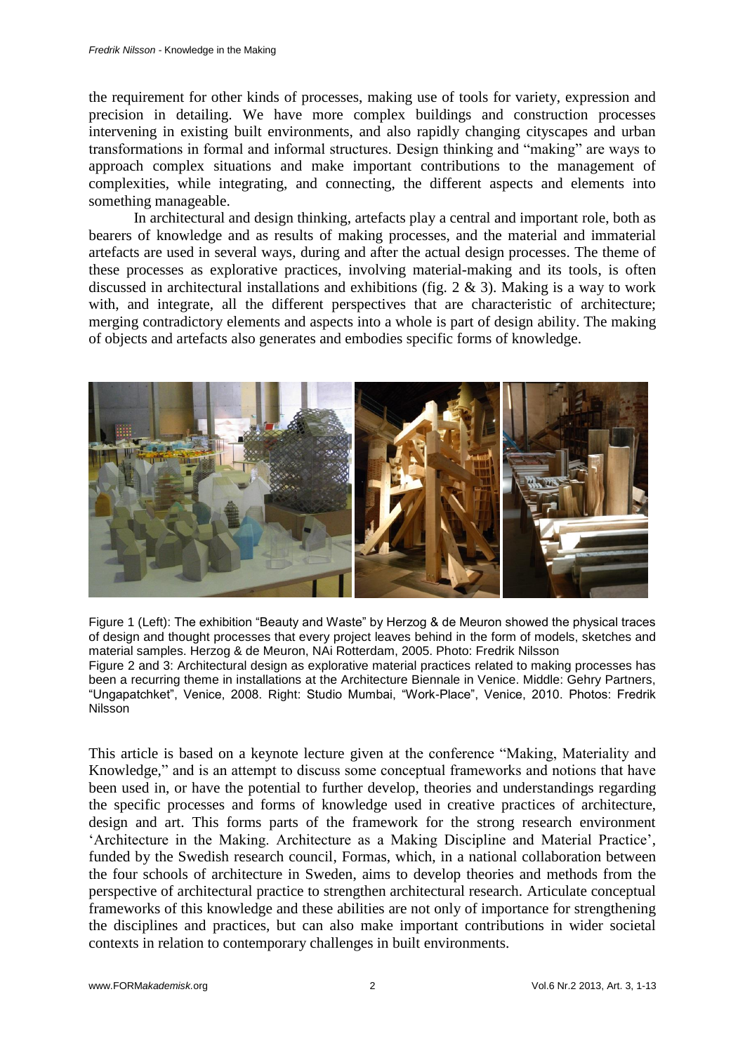the requirement for other kinds of processes, making use of tools for variety, expression and precision in detailing. We have more complex buildings and construction processes intervening in existing built environments, and also rapidly changing cityscapes and urban transformations in formal and informal structures. Design thinking and "making" are ways to approach complex situations and make important contributions to the management of complexities, while integrating, and connecting, the different aspects and elements into something manageable.

In architectural and design thinking, artefacts play a central and important role, both as bearers of knowledge and as results of making processes, and the material and immaterial artefacts are used in several ways, during and after the actual design processes. The theme of these processes as explorative practices, involving material-making and its tools, is often discussed in architectural installations and exhibitions (fig. 2 & 3). Making is a way to work with, and integrate, all the different perspectives that are characteristic of architecture; merging contradictory elements and aspects into a whole is part of design ability. The making of objects and artefacts also generates and embodies specific forms of knowledge.

Figure 1 (Left): The exhibition "Beauty and Waste" by Herzog & de Meuron showed the physical traces of design and thought processes that every project leaves behind in the form of models, sketches and material samples. Herzog & de Meuron, NAi Rotterdam, 2005. Photo: Fredrik Nilsson

Figure 2 and 3: Architectural design as explorative material practices related to making processes has been a recurring theme in installations at the Architecture Biennale in Venice. Middle: Gehry Partners, "Ungapatchket", Venice, 2008. Right: Studio Mumbai, "Work-Place", Venice, 2010. Photos: Fredrik Nilsson

This article is based on a keynote lecture given at the conference "Making, Materiality and Knowledge," and is an attempt to discuss some conceptual frameworks and notions that have been used in, or have the potential to further develop, theories and understandings regarding the specific processes and forms of knowledge used in creative practices of architecture, design and art. This forms parts of the framework for the strong research environment 'Architecture in the Making. Architecture as a Making Discipline and Material Practice', funded by the Swedish research council, Formas, which, in a national collaboration between the four schools of architecture in Sweden, aims to develop theories and methods from the perspective of architectural practice to strengthen architectural research. Articulate conceptual frameworks of this knowledge and these abilities are not only of importance for strengthening the disciplines and practices, but can also make important contributions in wider societal contexts in relation to contemporary challenges in built environments.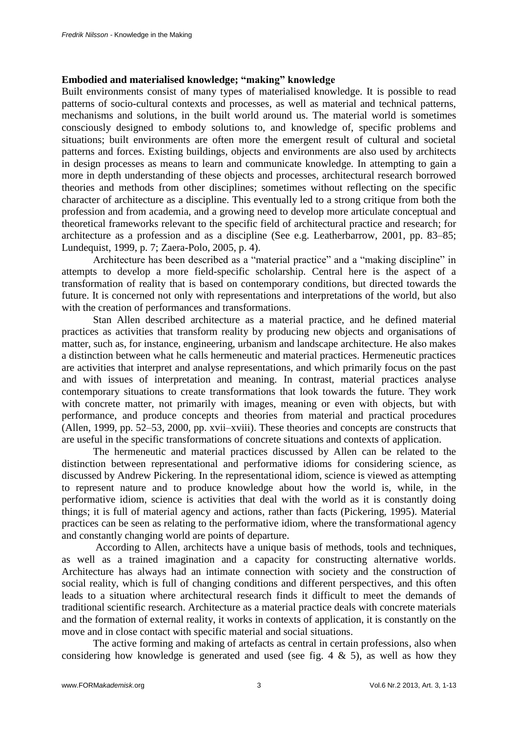### Embodied and materialised knowledge; "making" knowledge

Built environments consist of many types of materialised knowledge. It is possible to read patterns of socio-cultural contexts and processes, as well as material and technical patterns, mechanisms and solutions, in the built world around us. The material world is sometimes consciously designed to embody solutions to, and knowledge of, specific problems and situations; built environments are often more the emergent result of cultural and societal patterns and forces. Existing buildings, objects and environments are also used by architects in design processes as means to learn and communicate knowledge. In attempting to gain a more in depth understanding of these objects and processes, architectural research borrowed theories and methods from other disciplines; sometimes without reflecting on the specific character of architecture as a discipline. This eventually led to a strong critique from both the profession and from academia, and a growing need to develop more articulate conceptual and theoretical frameworks relevant to the specific field of architectural practice and research; for architecture as a profession and as a discipline (See e.g. Leatherbarrow, 2001, pp. 83–85; Lundequist, 1999, p. 7; Zaera-Polo, 2005, p. 4).

Architecture has been described as a "material practice" and a "making discipline" in attempts to develop a more field-specific scholarship. Central here is the aspect of a transformation of reality that is based on contemporary conditions, but directed towards the future. It is concerned not only with representations and interpretations of the world, but also with the creation of performances and transformations.

Stan Allen described architecture as a material practice, and he defined material practices as activities that transform reality by producing new objects and organisations of matter, such as, for instance, engineering, urbanism and landscape architecture. He also makes a distinction between what he calls hermeneutic and material practices. Hermeneutic practices are activities that interpret and analyse representations, and which primarily focus on the past and with issues of interpretation and meaning. In contrast, material practices analyse contemporary situations to create transformations that look towards the future. They work with concrete matter, not primarily with images, meaning or even with objects, but with performance, and produce concepts and theories from material and practical procedures (Allen, 1999, pp. 52–53, 2000, pp. xvii–xviii). These theories and concepts are constructs that are useful in the specific transformations of concrete situations and contexts of application.

The hermeneutic and material practices discussed by Allen can be related to the distinction between representational and performative idioms for considering science, as discussed by Andrew Pickering. In the representational idiom, science is viewed as attempting to represent nature and to produce knowledge about how the world is, while, in the performative idiom, science is activities that deal with the world as it is constantly doing things; it is full of material agency and actions, rather than facts (Pickering, 1995). Material practices can be seen as relating to the performative idiom, where the transformational agency and constantly changing world are points of departure.

According to Allen, architects have a unique basis of methods, tools and techniques, as well as a trained imagination and a capacity for constructing alternative worlds. Architecture has always had an intimate connection with society and the construction of social reality, which is full of changing conditions and different perspectives, and this often leads to a situation where architectural research finds it difficult to meet the demands of traditional scientific research. Architecture as a material practice deals with concrete materials and the formation of external reality, it works in contexts of application, it is constantly on the move and in close contact with specific material and social situations.

The active forming and making of artefacts as central in certain professions, also when considering how knowledge is generated and used (see fig. 4 & 5), as well as how they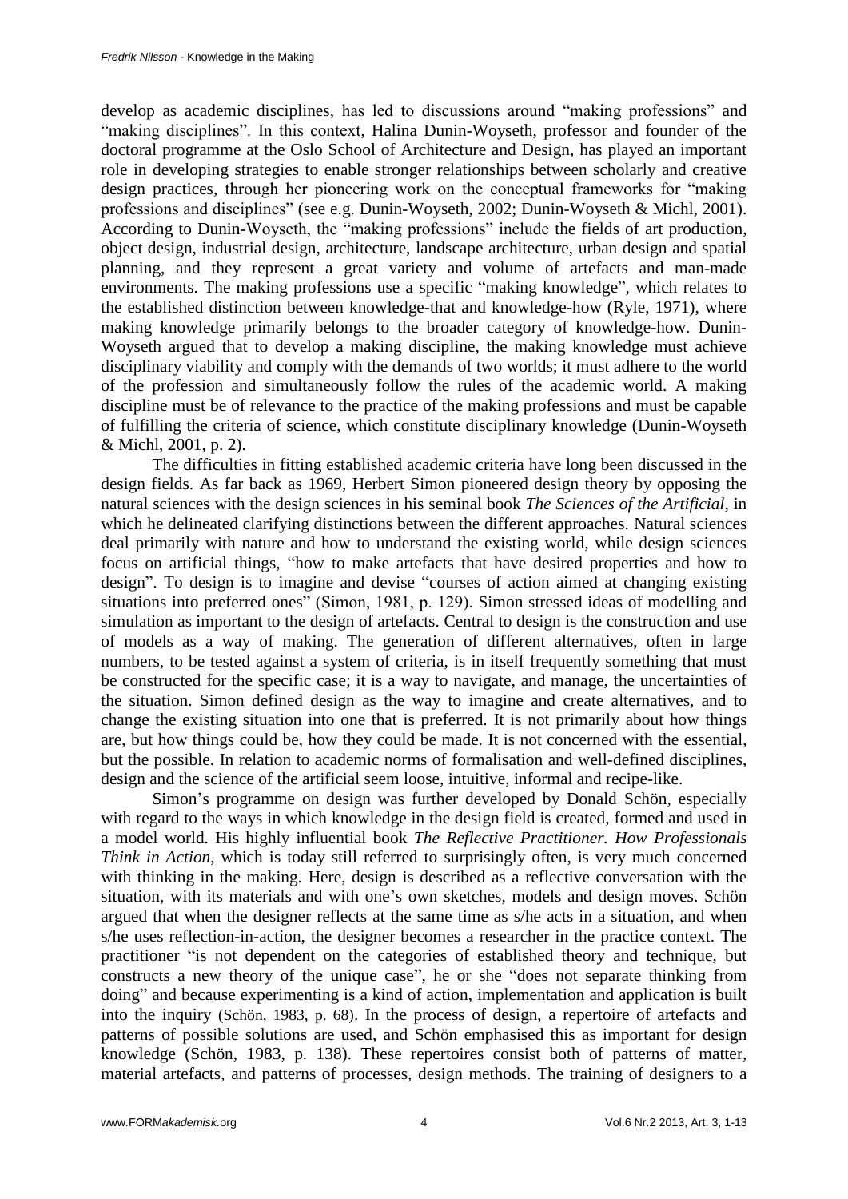develop as academic disciplines, has led to discussions around "making professions" and "making disciplines". In this context, Halina Dunin-Woyseth, professor and founder of the doctoral programme at the Oslo School of Architecture and Design, has played an important role in developing strategies to enable stronger relationships between scholarly and creative design practices, through her pioneering work on the conceptual frameworks for "making professions and disciplines" (see e.g. Dunin-Woyseth, 2002; Dunin-Woyseth & Michl, 2001). According to Dunin-Woyseth, the "making professions" include the fields of art production, object design, industrial design, architecture, landscape architecture, urban design and spatial planning, and they represent a great variety and volume of artefacts and man-made environments. The making professions use a specific "making knowledge", which relates to the established distinction between knowledge-that and knowledge-how (Ryle, 1971), where making knowledge primarily belongs to the broader category of knowledge-how. Dunin-Woyseth argued that to develop a making discipline, the making knowledge must achieve disciplinary viability and comply with the demands of two worlds; it must adhere to the world of the profession and simultaneously follow the rules of the academic world. A making discipline must be of relevance to the practice of the making professions and must be capable of fulfilling the criteria of science, which constitute disciplinary knowledge (Dunin-Woyseth & Michl, 2001, p. 2).

The difficulties in fitting established academic criteria have long been discussed in the design fields. As far back as 1969, Herbert Simon pioneered design theory by opposing the natural sciences with the design sciences in his seminal book *The Sciences of the Artificial*, in which he delineated clarifying distinctions between the different approaches. Natural sciences deal primarily with nature and how to understand the existing world, while design sciences focus on artificial things, "how to make artefacts that have desired properties and how to design". To design is to imagine and devise "courses of action aimed at changing existing situations into preferred ones" (Simon, 1981, p. 129). Simon stressed ideas of modelling and simulation as important to the design of artefacts. Central to design is the construction and use of models as a way of making. The generation of different alternatives, often in large numbers, to be tested against a system of criteria, is in itself frequently something that must be constructed for the specific case; it is a way to navigate, and manage, the uncertainties of the situation. Simon defined design as the way to imagine and create alternatives, and to change the existing situation into one that is preferred. It is not primarily about how things are, but how things could be, how they could be made. It is not concerned with the essential, but the possible. In relation to academic norms of formalisation and well-defined disciplines, design and the science of the artificial seem loose, intuitive, informal and recipe-like.

Simon's programme on design was further developed by Donald Schön, especially with regard to the ways in which knowledge in the design field is created, formed and used in a model world. His highly influential book *The Reflective Practitioner. How Professionals Think in Action*, which is today still referred to surprisingly often, is very much concerned with thinking in the making. Here, design is described as a reflective conversation with the situation, with its materials and with one's own sketches, models and design moves. Schön argued that when the designer reflects at the same time as s/he acts in a situation, and when s/he uses reflection-in-action, the designer becomes a researcher in the practice context. The practitioner "is not dependent on the categories of established theory and technique, but constructs a new theory of the unique case", he or she "does not separate thinking from doing" and because experimenting is a kind of action, implementation and application is built into the inquiry (Schön, 1983, p. 68). In the process of design, a repertoire of artefacts and patterns of possible solutions are used, and Schön emphasised this as important for design knowledge (Schön, 1983, p. 138). These repertoires consist both of patterns of matter, material artefacts, and patterns of processes, design methods. The training of designers to a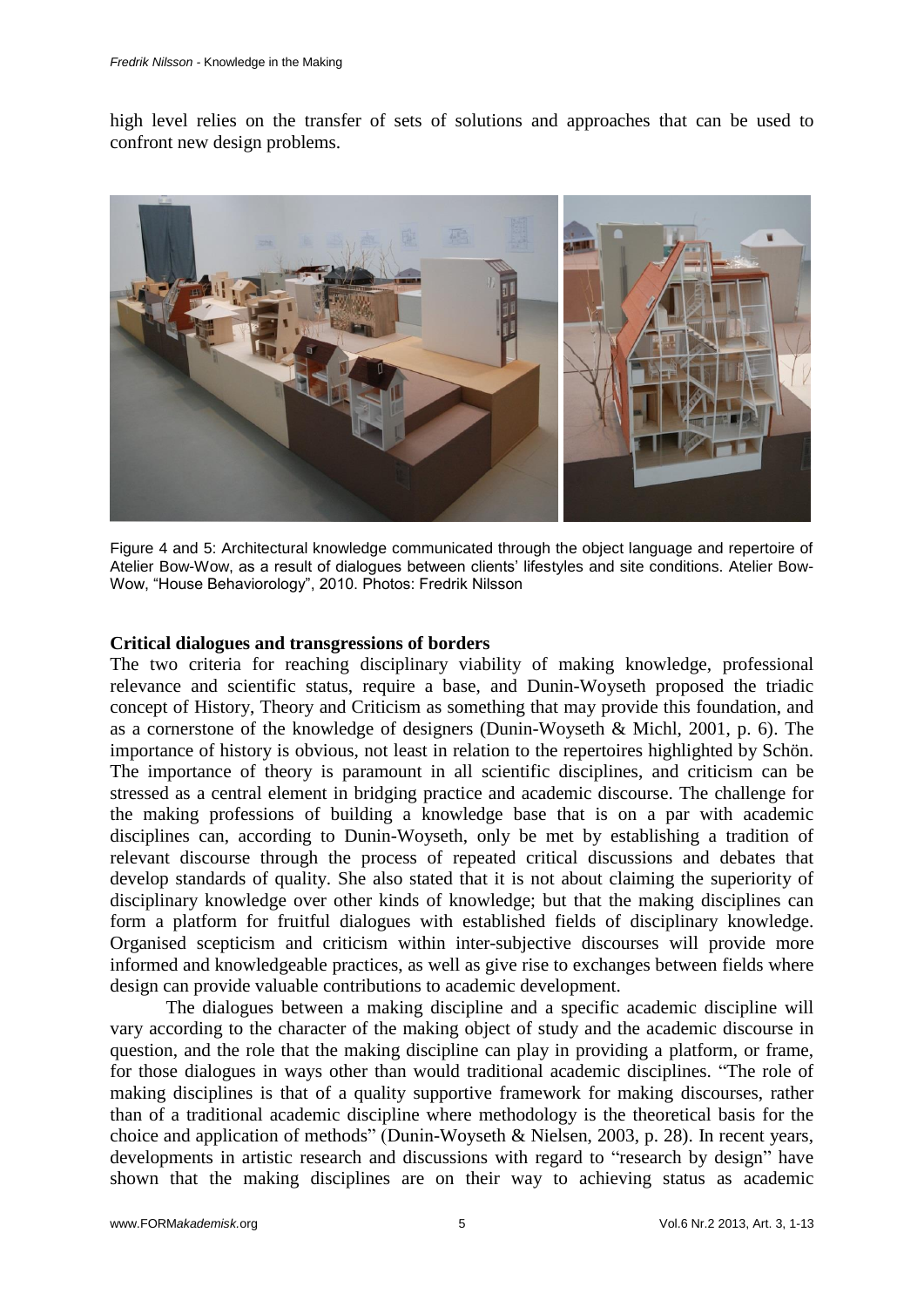high level relies on the transfer of sets of solutions and approaches that can be used to confront new design problems.

Figure 4 and 5: Architectural knowledge communicated through the object language and repertoire of Atelier Bow-Wow, as a result of dialogues between clients' lifestyles and site conditions. Atelier Bow-Wow, "House Behaviorology", 2010. Photos: Fredrik Nilsson

**Critical dialogues and transgressions of borders**

The two criteria for reaching disciplinary viability of making knowledge, professional relevance and scientific status, require a base, and Dunin-Woyseth proposed the triadic concept of History, Theory and Criticism as something that may provide this foundation, and as a cornerstone of the knowledge of designers (Dunin-Woyseth & Michl, 2001, p. 6). The importance of history is obvious, not least in relation to the repertoires highlighted by Schön. The importance of theory is paramount in all scientific disciplines, and criticism can be stressed as a central element in bridging practice and academic discourse. The challenge for the making professions of building a knowledge base that is on a par with academic disciplines can, according to Dunin-Woyseth, only be met by establishing a tradition of relevant discourse through the process of repeated critical discussions and debates that develop standards of quality. She also stated that it is not about claiming the superiority of disciplinary knowledge over other kinds of knowledge; but that the making disciplines can form a platform for fruitful dialogues with established fields of disciplinary knowledge. Organised scepticism and criticism within inter-subjective discourses will provide more informed and knowledgeable practices, as well as give rise to exchanges between fields where design can provide valuable contributions to academic development.

The dialogues between a making discipline and a specific academic discipline will vary according to the character of the making object of study and the academic discourse in question, and the role that the making discipline can play in providing a platform, or frame, for those dialogues in ways other than would traditional academic disciplines. "The role of making disciplines is that of a quality supportive framework for making discourses, rather than of a traditional academic discipline where methodology is the theoretical basis for the choice and application of methods" (Dunin-Woyseth & Nielsen, 2003, p. 28). In recent years, developments in artistic research and discussions with regard to "research by design" have shown that the making disciplines are on their way to achieving status as academic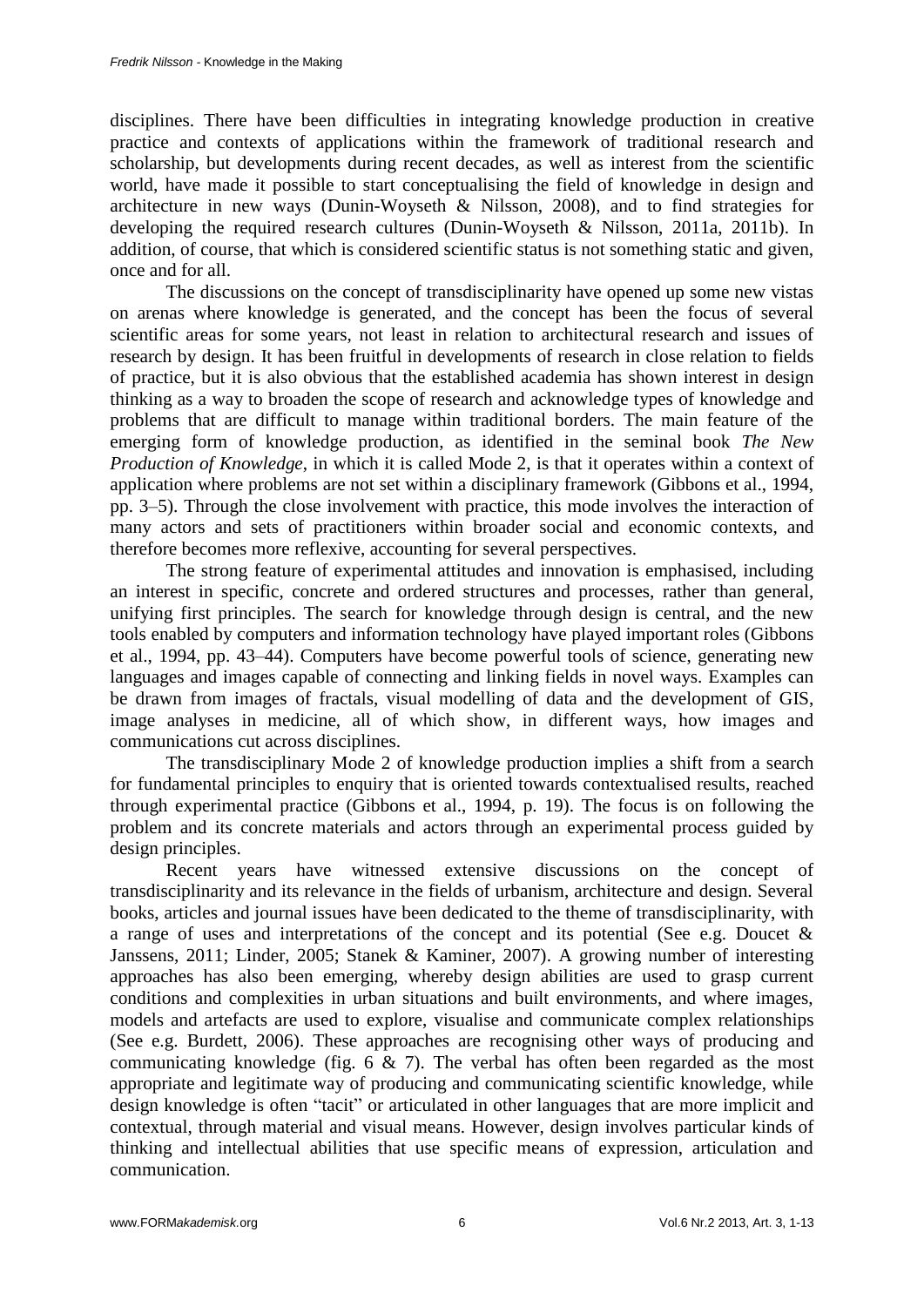disciplines. There have been difficulties in integrating knowledge production in creative practice and contexts of applications within the framework of traditional research and scholarship, but developments during recent decades, as well as interest from the scientific world, have made it possible to start conceptualising the field of knowledge in design and architecture in new ways (Dunin-Woyseth & Nilsson, 2008), and to find strategies for developing the required research cultures (Dunin-Woyseth & Nilsson, 2011a, 2011b). In addition, of course, that which is considered scientific status is not something static and given, once and for all.

The discussions on the concept of transdisciplinarity have opened up some new vistas on arenas where knowledge is generated, and the concept has been the focus of several scientific areas for some years, not least in relation to architectural research and issues of research by design. It has been fruitful in developments of research in close relation to fields of practice, but it is also obvious that the established academia has shown interest in design thinking as a way to broaden the scope of research and acknowledge types of knowledge and problems that are difficult to manage within traditional borders. The main feature of the emerging form of knowledge production, as identified in the seminal book *The New Production of Knowledge*, in which it is called Mode 2, is that it operates within a context of application where problems are not set within a disciplinary framework (Gibbons et al., 1994, pp. 3–5). Through the close involvement with practice, this mode involves the interaction of many actors and sets of practitioners within broader social and economic contexts, and therefore becomes more reflexive, accounting for several perspectives.

The strong feature of experimental attitudes and innovation is emphasised, including an interest in specific, concrete and ordered structures and processes, rather than general, unifying first principles. The search for knowledge through design is central, and the new tools enabled by computers and information technology have played important roles (Gibbons et al., 1994, pp. 43–44). Computers have become powerful tools of science, generating new languages and images capable of connecting and linking fields in novel ways. Examples can be drawn from images of fractals, visual modelling of data and the development of GIS, image analyses in medicine, all of which show, in different ways, how images and communications cut across disciplines.

The transdisciplinary Mode 2 of knowledge production implies a shift from a search for fundamental principles to enquiry that is oriented towards contextualised results, reached through experimental practice (Gibbons et al., 1994, p. 19). The focus is on following the problem and its concrete materials and actors through an experimental process guided by design principles.

Recent years have witnessed extensive discussions on the concept of transdisciplinarity and its relevance in the fields of urbanism, architecture and design. Several books, articles and journal issues have been dedicated to the theme of transdisciplinarity, with a range of uses and interpretations of the concept and its potential (See e.g. Doucet & Janssens, 2011; Linder, 2005; Stanek & Kaminer, 2007). A growing number of interesting approaches has also been emerging, whereby design abilities are used to grasp current conditions and complexities in urban situations and built environments, and where images, models and artefacts are used to explore, visualise and communicate complex relationships (See e.g. Burdett, 2006). These approaches are recognising other ways of producing and communicating knowledge (fig. 6 & 7). The verbal has often been regarded as the most appropriate and legitimate way of producing and communicating scientific knowledge, while design knowledge is often "tacit" or articulated in other languages that are more implicit and contextual, through material and visual means. However, design involves particular kinds of thinking and intellectual abilities that use specific means of expression, articulation and communication.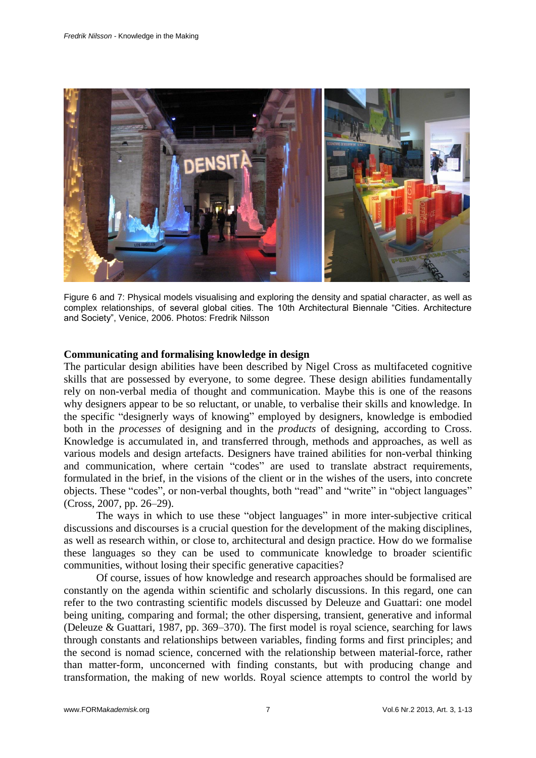Figure 6 and 7: Physical models visualising and exploring the density and spatial character, as well as complex relationships, of several global cities. The 10th Architectural Biennale "Cities. Architecture and Society", Venice, 2006. Photos: Fredrik Nilsson

**Communicating and formalising knowledge in design**

The particular design abilities have been described by Nigel Cross as multifaceted cognitive skills that are possessed by everyone, to some degree. These design abilities fundamentally rely on non-verbal media of thought and communication. Maybe this is one of the reasons why designers appear to be so reluctant, or unable, to verbalise their skills and knowledge. In the specific "designerly ways of knowing" employed by designers, knowledge is embodied both in the *processes* of designing and in the *products* of designing, according to Cross. Knowledge is accumulated in, and transferred through, methods and approaches, as well as various models and design artefacts. Designers have trained abilities for non-verbal thinking and communication, where certain "codes" are used to translate abstract requirements, formulated in the brief, in the visions of the client or in the wishes of the users, into concrete objects. These "codes", or non-verbal thoughts, both "read" and "write" in "object languages" (Cross, 2007, pp. 26–29).

The ways in which to use these "object languages" in more inter-subjective critical discussions and discourses is a crucial question for the development of the making disciplines, as well as research within, or close to, architectural and design practice. How do we formalise these languages so they can be used to communicate knowledge to broader scientific communities, without losing their specific generative capacities?

Of course, issues of how knowledge and research approaches should be formalised are constantly on the agenda within scientific and scholarly discussions. In this regard, one can refer to the two contrasting scientific models discussed by Deleuze and Guattari: one model being uniting, comparing and formal; the other dispersing, transient, generative and informal (Deleuze & Guattari, 1987, pp. 369–370). The first model is royal science, searching for laws through constants and relationships between variables, finding forms and first principles; and the second is nomad science, concerned with the relationship between material-force, rather than matter-form, unconcerned with finding constants, but with producing change and transformation, the making of new worlds. Royal science attempts to control the world by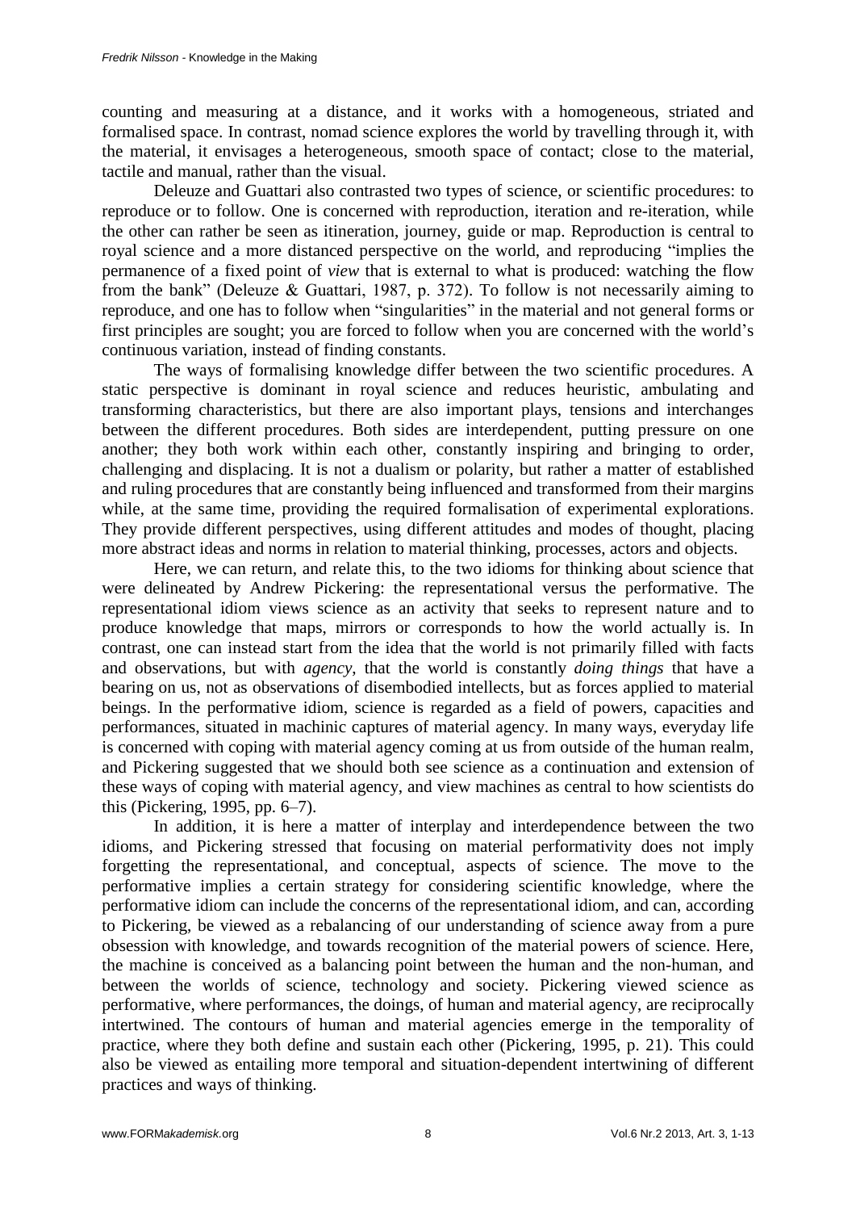counting and measuring at a distance, and it works with a homogeneous, striated and formalised space. In contrast, nomad science explores the world by travelling through it, with the material, it envisages a heterogeneous, smooth space of contact; close to the material, tactile and manual, rather than the visual.

Deleuze and Guattari also contrasted two types of science, or scientific procedures: to reproduce or to follow. One is concerned with reproduction, iteration and re-iteration, while the other can rather be seen as itineration, journey, guide or map. Reproduction is central to royal science and a more distanced perspective on the world, and reproducing "implies the permanence of a fixed point of *view* that is external to what is produced: watching the flow from the bank" (Deleuze & Guattari, 1987, p. 372). To follow is not necessarily aiming to reproduce, and one has to follow when "singularities" in the material and not general forms or first principles are sought; you are forced to follow when you are concerned with the world's continuous variation, instead of finding constants.

The ways of formalising knowledge differ between the two scientific procedures. A static perspective is dominant in royal science and reduces heuristic, ambulating and transforming characteristics, but there are also important plays, tensions and interchanges between the different procedures. Both sides are interdependent, putting pressure on one another; they both work within each other, constantly inspiring and bringing to order, challenging and displacing. It is not a dualism or polarity, but rather a matter of established and ruling procedures that are constantly being influenced and transformed from their margins while, at the same time, providing the required formalisation of experimental explorations. They provide different perspectives, using different attitudes and modes of thought, placing more abstract ideas and norms in relation to material thinking, processes, actors and objects.

Here, we can return, and relate this, to the two idioms for thinking about science that were delineated by Andrew Pickering: the representational versus the performative. The representational idiom views science as an activity that seeks to represent nature and to produce knowledge that maps, mirrors or corresponds to how the world actually is. In contrast, one can instead start from the idea that the world is not primarily filled with facts and observations, but with *agency*, that the world is constantly *doing things* that have a bearing on us, not as observations of disembodied intellects, but as forces applied to material beings. In the performative idiom, science is regarded as a field of powers, capacities and performances, situated in machinic captures of material agency. In many ways, everyday life is concerned with coping with material agency coming at us from outside of the human realm, and Pickering suggested that we should both see science as a continuation and extension of these ways of coping with material agency, and view machines as central to how scientists do this (Pickering, 1995, pp. 6–7).

In addition, it is here a matter of interplay and interdependence between the two idioms, and Pickering stressed that focusing on material performativity does not imply forgetting the representational, and conceptual, aspects of science. The move to the performative implies a certain strategy for considering scientific knowledge, where the performative idiom can include the concerns of the representational idiom, and can, according to Pickering, be viewed as a rebalancing of our understanding of science away from a pure obsession with knowledge, and towards recognition of the material powers of science. Here, the machine is conceived as a balancing point between the human and the non-human, and between the worlds of science, technology and society. Pickering viewed science as performative, where performances, the doings, of human and material agency, are reciprocally intertwined. The contours of human and material agencies emerge in the temporality of practice, where they both define and sustain each other (Pickering, 1995, p. 21). This could also be viewed as entailing more temporal and situation-dependent intertwining of different practices and ways of thinking.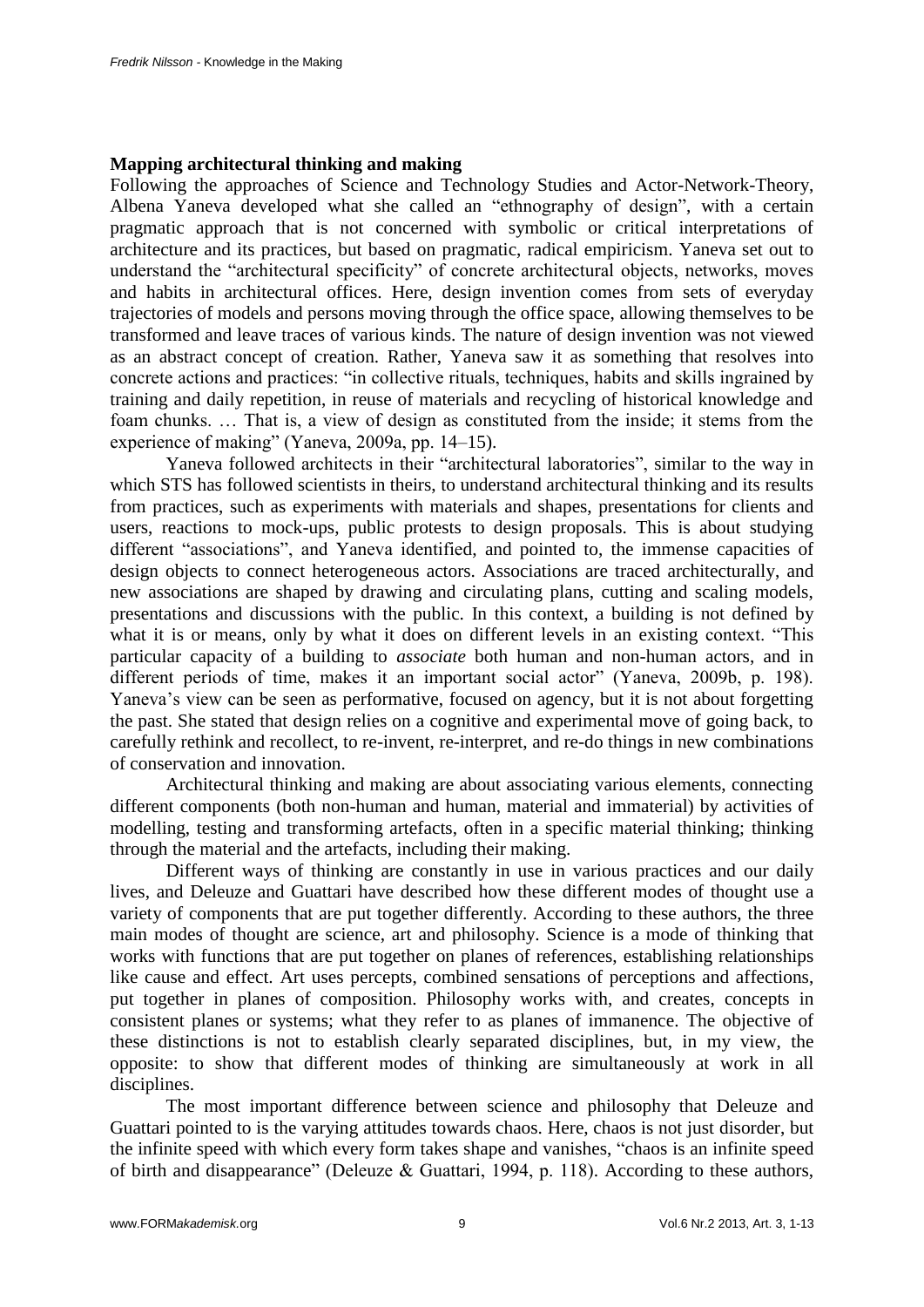## Mapping architectural thinking and making

Following the approaches of Science and Technology Studies and Actor-Network-Theory, Albena Yaneva developed what she called an "ethnography of design", with a certain pragmatic approach that is not concerned with symbolic or critical interpretations of architecture and its practices, but based on pragmatic, radical empiricism. Yaneva set out to understand the "architectural specificity" of concrete architectural objects, networks, moves and habits in architectural offices. Here, design invention comes from sets of everyday trajectories of models and persons moving through the office space, allowing themselves to be transformed and leave traces of various kinds. The nature of design invention was not viewed as an abstract concept of creation. Rather, Yaneva saw it as something that resolves into concrete actions and practices: "in collective rituals, techniques, habits and skills ingrained by training and daily repetition, in reuse of materials and recycling of historical knowledge and foam chunks. … That is, a view of design as constituted from the inside; it stems from the experience of making" (Yaneva, 2009a, pp. 14–15).

Yaneva followed architects in their "architectural laboratories", similar to the way in which STS has followed scientists in theirs, to understand architectural thinking and its results from practices, such as experiments with materials and shapes, presentations for clients and users, reactions to mock-ups, public protests to design proposals. This is about studying different "associations", and Yaneva identified, and pointed to, the immense capacities of design objects to connect heterogeneous actors. Associations are traced architecturally, and new associations are shaped by drawing and circulating plans, cutting and scaling models, presentations and discussions with the public. In this context, a building is not defined by what it is or means, only by what it does on different levels in an existing context. "This particular capacity of a building to *associate* both human and non-human actors, and in different periods of time, makes it an important social actor" (Yaneva, 2009b, p. 198). Yaneva's view can be seen as performative, focused on agency, but it is not about forgetting the past. She stated that design relies on a cognitive and experimental move of going back, to carefully rethink and recollect, to re-invent, re-interpret, and re-do things in new combinations of conservation and innovation.

Architectural thinking and making are about associating various elements, connecting different components (both non-human and human, material and immaterial) by activities of modelling, testing and transforming artefacts, often in a specific material thinking; thinking through the material and the artefacts, including their making.

Different ways of thinking are constantly in use in various practices and our daily lives, and Deleuze and Guattari have described how these different modes of thought use a variety of components that are put together differently. According to these authors, the three main modes of thought are science, art and philosophy. Science is a mode of thinking that works with functions that are put together on planes of references, establishing relationships like cause and effect. Art uses percepts, combined sensations of perceptions and affections, put together in planes of composition. Philosophy works with, and creates, concepts in consistent planes or systems; what they refer to as planes of immanence. The objective of these distinctions is not to establish clearly separated disciplines, but, in my view, the opposite: to show that different modes of thinking are simultaneously at work in all disciplines.

The most important difference between science and philosophy that Deleuze and Guattari pointed to is the varying attitudes towards chaos. Here, chaos is not just disorder, but the infinite speed with which every form takes shape and vanishes, "chaos is an infinite speed of birth and disappearance" (Deleuze & Guattari, 1994, p. 118). According to these authors,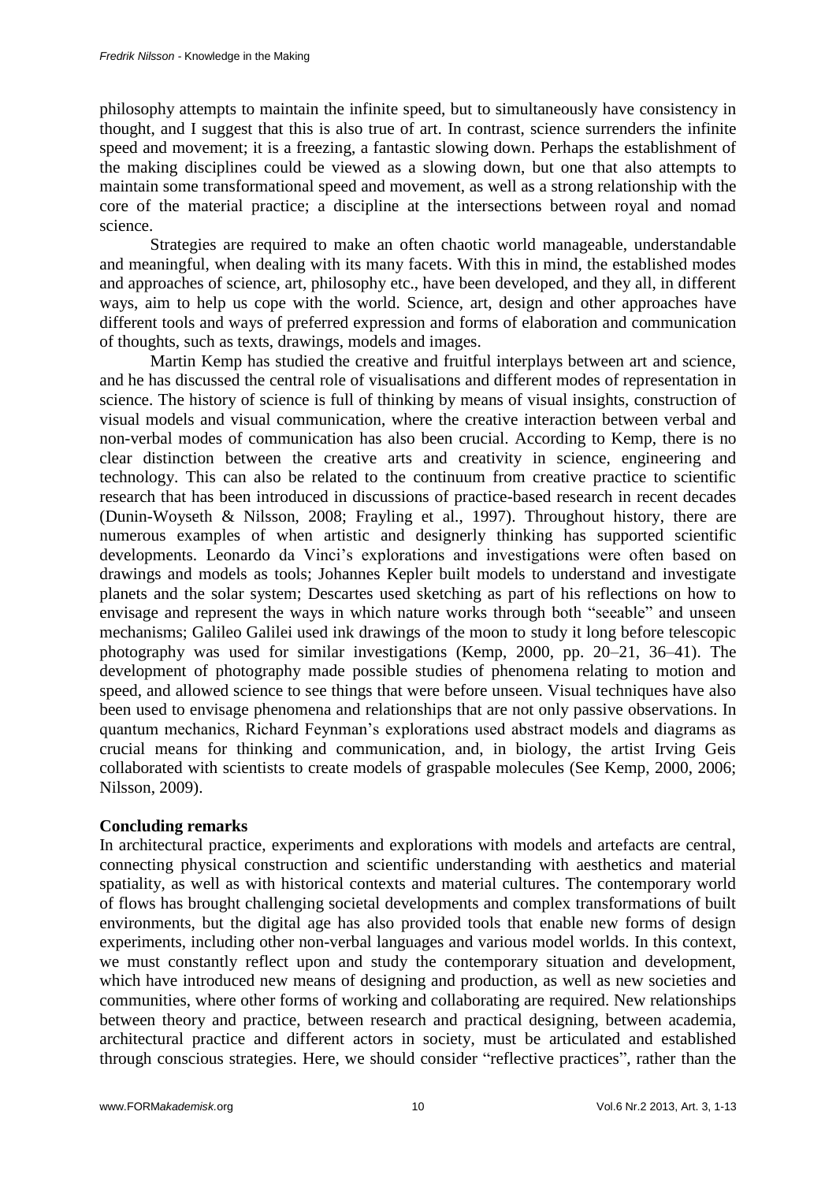philosophy attempts to maintain the infinite speed, but to simultaneously have consistency in thought, and I suggest that this is also true of art. In contrast, science surrenders the infinite speed and movement; it is a freezing, a fantastic slowing down. Perhaps the establishment of the making disciplines could be viewed as a slowing down, but one that also attempts to maintain some transformational speed and movement, as well as a strong relationship with the core of the material practice; a discipline at the intersections between royal and nomad science.

Strategies are required to make an often chaotic world manageable, understandable and meaningful, when dealing with its many facets. With this in mind, the established modes and approaches of science, art, philosophy etc., have been developed, and they all, in different ways, aim to help us cope with the world. Science, art, design and other approaches have different tools and ways of preferred expression and forms of elaboration and communication of thoughts, such as texts, drawings, models and images.

Martin Kemp has studied the creative and fruitful interplays between art and science, and he has discussed the central role of visualisations and different modes of representation in science. The history of science is full of thinking by means of visual insights, construction of visual models and visual communication, where the creative interaction between verbal and non-verbal modes of communication has also been crucial. According to Kemp, there is no clear distinction between the creative arts and creativity in science, engineering and technology. This can also be related to the continuum from creative practice to scientific research that has been introduced in discussions of practice-based research in recent decades (Dunin-Woyseth & Nilsson, 2008; Frayling et al., 1997). Throughout history, there are numerous examples of when artistic and designerly thinking has supported scientific developments. Leonardo da Vinci's explorations and investigations were often based on drawings and models as tools; Johannes Kepler built models to understand and investigate planets and the solar system; Descartes used sketching as part of his reflections on how to envisage and represent the ways in which nature works through both "seeable" and unseen mechanisms; Galileo Galilei used ink drawings of the moon to study it long before telescopic photography was used for similar investigations (Kemp, 2000, pp. 20–21, 36–41). The development of photography made possible studies of phenomena relating to motion and speed, and allowed science to see things that were before unseen. Visual techniques have also been used to envisage phenomena and relationships that are not only passive observations. In quantum mechanics, Richard Feynman's explorations used abstract models and diagrams as crucial means for thinking and communication, and, in biology, the artist Irving Geis collaborated with scientists to create models of graspable molecules (See Kemp, 2000, 2006; Nilsson, 2009).

## Concluding remarks

In architectural practice, experiments and explorations with models and artefacts are central, connecting physical construction and scientific understanding with aesthetics and material spatiality, as well as with historical contexts and material cultures. The contemporary world of flows has brought challenging societal developments and complex transformations of built environments, but the digital age has also provided tools that enable new forms of design experiments, including other non-verbal languages and various model worlds. In this context, we must constantly reflect upon and study the contemporary situation and development, which have introduced new means of designing and production, as well as new societies and communities, where other forms of working and collaborating are required. New relationships between theory and practice, between research and practical designing, between academia, architectural practice and different actors in society, must be articulated and established through conscious strategies. Here, we should consider "reflective practices", rather than the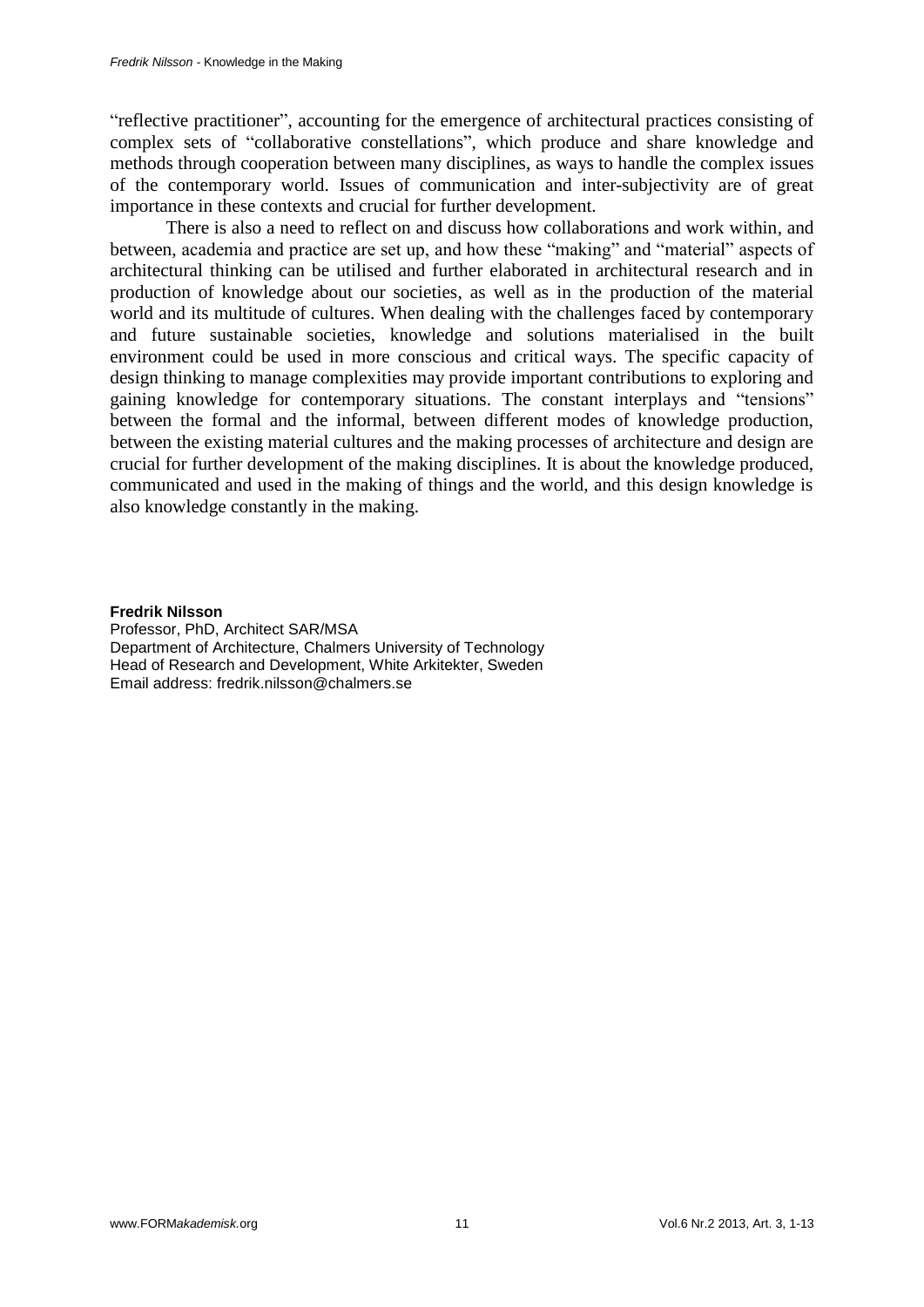"reflective practitioner", accounting for the emergence of architectural practices consisting of complex sets of "collaborative constellations", which produce and share knowledge and methods through cooperation between many disciplines, as ways to handle the complex issues of the contemporary world. Issues of communication and inter-subjectivity are of great importance in these contexts and crucial for further development.

There is also a need to reflect on and discuss how collaborations and work within, and between, academia and practice are set up, and how these "making" and "material" aspects of architectural thinking can be utilised and further elaborated in architectural research and in production of knowledge about our societies, as well as in the production of the material world and its multitude of cultures. When dealing with the challenges faced by contemporary and future sustainable societies, knowledge and solutions materialised in the built environment could be used in more conscious and critical ways. The specific capacity of design thinking to manage complexities may provide important contributions to exploring and gaining knowledge for contemporary situations. The constant interplays and "tensions" between the formal and the informal, between different modes of knowledge production, between the existing material cultures and the making processes of architecture and design are crucial for further development of the making disciplines. It is about the knowledge produced, communicated and used in the making of things and the world, and this design knowledge is also knowledge constantly in the making.

**Fredrik Nilsson**
Professor, PhD, Architect SAR/MSA
Department of Architecture, Chalmers University of Technology
Head of Research and Development, White Arkitekter, Sweden
Email address: fredrik.nilsson@chalmers.se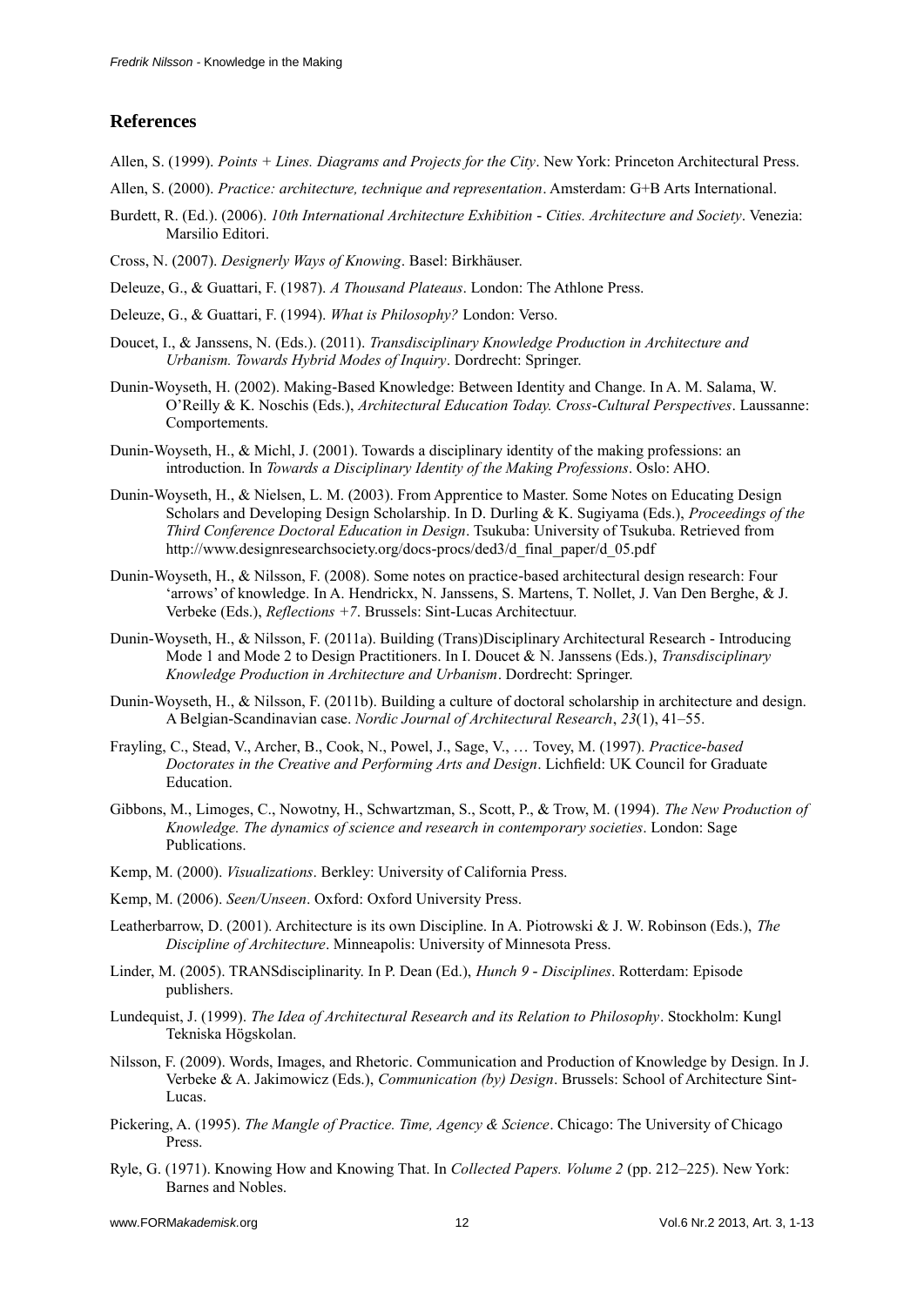## References

Allen, S. (1999). *Points + Lines. Diagrams and Projects for the City*. New York: Princeton Architectural Press.

Allen, S. (2000). *Practice: architecture, technique and representation*. Amsterdam: G+B Arts International.

Burdett, R. (Ed.). (2006). *10th International Architecture Exhibition - Cities. Architecture and Society*. Venezia: Marsilio Editori.

Cross, N. (2007). *Designerly Ways of Knowing*. Basel: Birkhäuser.

Deleuze, G., & Guattari, F. (1987). *A Thousand Plateaus*. London: The Athlone Press.

Deleuze, G., & Guattari, F. (1994). *What is Philosophy?* London: Verso.

Doucet, I., & Janssens, N. (Eds.). (2011). *Transdisciplinary Knowledge Production in Architecture and Urbanism. Towards Hybrid Modes of Inquiry*. Dordrecht: Springer.

Dunin-Woyseth, H. (2002). Making-Based Knowledge: Between Identity and Change. In A. M. Salama, W. O'Reilly & K. Noschis (Eds.), *Architectural Education Today. Cross-Cultural Perspectives*. Laussanne: Comportements.

Dunin-Woyseth, H., & Michl, J. (2001). Towards a disciplinary identity of the making professions: an introduction. In *Towards a Disciplinary Identity of the Making Professions*. Oslo: AHO.

Dunin-Woyseth, H., & Nielsen, L. M. (2003). From Apprentice to Master. Some Notes on Educating Design Scholars and Developing Design Scholarship. In D. Durling & K. Sugiyama (Eds.), *Proceedings of the Third Conference Doctoral Education in Design*. Tsukuba: University of Tsukuba. Retrieved from http://www.designresearchsociety.org/docs-procs/ded3/d_final_paper/d_05.pdf

Dunin-Woyseth, H., & Nilsson, F. (2008). Some notes on practice-based architectural design research: Four 'arrows' of knowledge. In A. Hendrickx, N. Janssens, S. Martens, T. Nollet, J. Van Den Berghe, & J. Verbeke (Eds.), *Reflections +7*. Brussels: Sint-Lucas Architectuur.

Dunin-Woyseth, H., & Nilsson, F. (2011a). Building (Trans)Disciplinary Architectural Research - Introducing Mode 1 and Mode 2 to Design Practitioners. In I. Doucet & N. Janssens (Eds.), *Transdisciplinary Knowledge Production in Architecture and Urbanism*. Dordrecht: Springer.

Dunin-Woyseth, H., & Nilsson, F. (2011b). Building a culture of doctoral scholarship in architecture and design. A Belgian-Scandinavian case. *Nordic Journal of Architectural Research*, *23*(1), 41–55.

Frayling, C., Stead, V., Archer, B., Cook, N., Powel, J., Sage, V., … Tovey, M. (1997). *Practice-based Doctorates in the Creative and Performing Arts and Design*. Lichfield: UK Council for Graduate Education.

Gibbons, M., Limoges, C., Nowotny, H., Schwartzman, S., Scott, P., & Trow, M. (1994). *The New Production of Knowledge. The dynamics of science and research in contemporary societies*. London: Sage Publications.

Kemp, M. (2000). *Visualizations*. Berkley: University of California Press.

Kemp, M. (2006). *Seen/Unseen*. Oxford: Oxford University Press.

Leatherbarrow, D. (2001). Architecture is its own Discipline. In A. Piotrowski & J. W. Robinson (Eds.), *The Discipline of Architecture*. Minneapolis: University of Minnesota Press.

Linder, M. (2005). TRANSdisciplinarity. In P. Dean (Ed.), *Hunch 9 - Disciplines*. Rotterdam: Episode publishers.

Lundequist, J. (1999). *The Idea of Architectural Research and its Relation to Philosophy*. Stockholm: Kungl Tekniska Högskolan.

Nilsson, F. (2009). Words, Images, and Rhetoric. Communication and Production of Knowledge by Design. In J. Verbeke & A. Jakimowicz (Eds.), *Communication (by) Design*. Brussels: School of Architecture Sint-Lucas.

Pickering, A. (1995). *The Mangle of Practice. Time, Agency & Science*. Chicago: The University of Chicago Press.

Ryle, G. (1971). Knowing How and Knowing That. In *Collected Papers. Volume 2* (pp. 212–225). New York: Barnes and Nobles.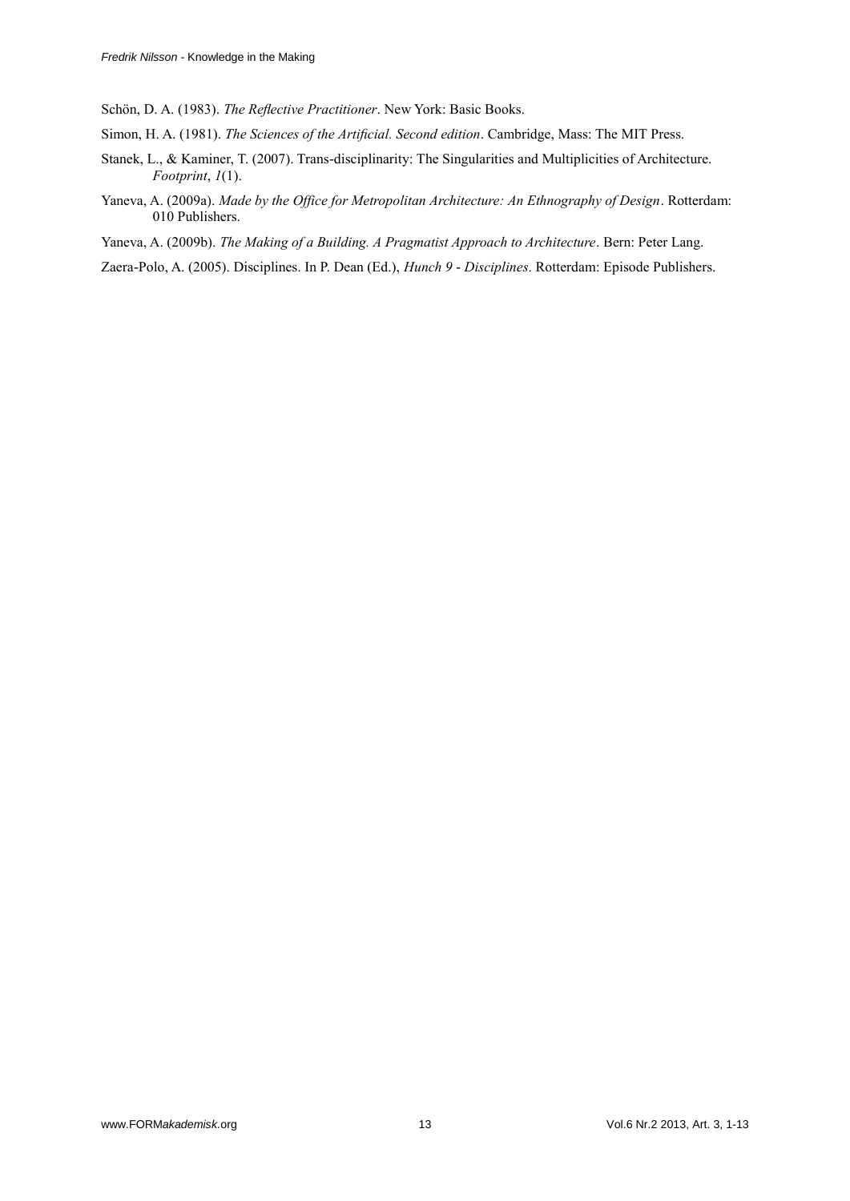Schön, D. A. (1983). *The Reflective Practitioner*. New York: Basic Books.

Simon, H. A. (1981). *The Sciences of the Artificial. Second edition*. Cambridge, Mass: The MIT Press.

Stanek, L., & Kaminer, T. (2007). Trans-disciplinarity: The Singularities and Multiplicities of Architecture. *Footprint*, *1*(1).

Yaneva, A. (2009a). *Made by the Office for Metropolitan Architecture: An Ethnography of Design*. Rotterdam: 010 Publishers.

Yaneva, A. (2009b). *The Making of a Building. A Pragmatist Approach to Architecture*. Bern: Peter Lang.

Zaera-Polo, A. (2005). Disciplines. In P. Dean (Ed.), *Hunch 9 - Disciplines*. Rotterdam: Episode Publishers.